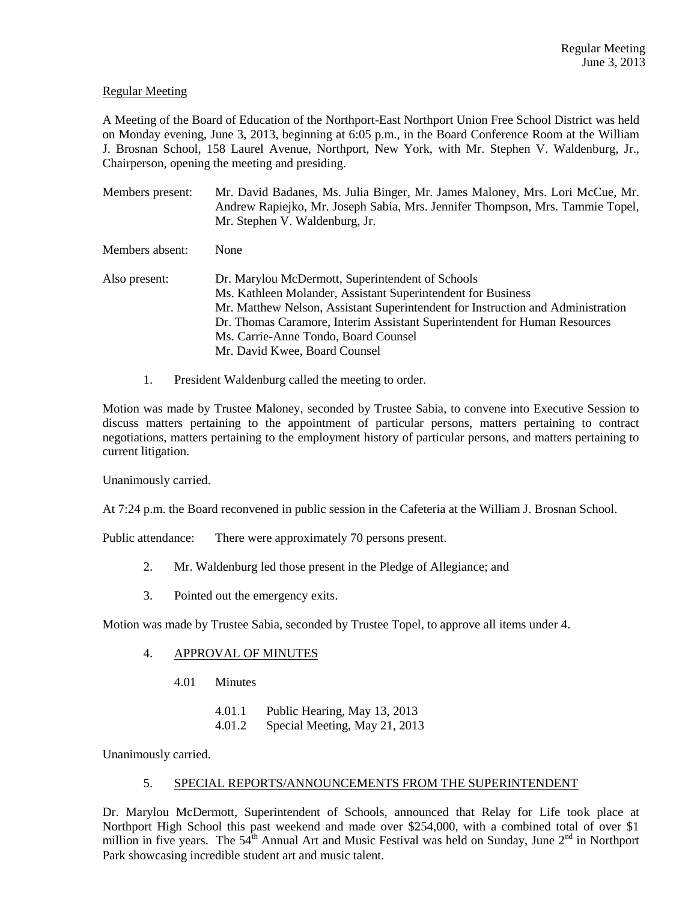Regular Meeting

A Meeting of the Board of Education of the Northport-East Northport Union Free School District was held on Monday evening, June 3, 2013, beginning at 6:05 p.m., in the Board Conference Room at the William J. Brosnan School, 158 Laurel Avenue, Northport, New York, with Mr. Stephen V. Waldenburg, Jr., Chairperson, opening the meeting and presiding.

Members present: Mr. David Badanes, Ms. Julia Binger, Mr. James Maloney, Mrs. Lori McCue, Mr. Andrew Rapiejko, Mr. Joseph Sabia, Mrs. Jennifer Thompson, Mrs. Tammie Topel, Mr. Stephen V. Waldenburg, Jr.

Members absent: None

Also present: Dr. Marylou McDermott, Superintendent of Schools
Ms. Kathleen Molander, Assistant Superintendent for Business
Mr. Matthew Nelson, Assistant Superintendent for Instruction and Administration
Dr. Thomas Caramore, Interim Assistant Superintendent for Human Resources
Ms. Carrie-Anne Tondo, Board Counsel
Mr. David Kwee, Board Counsel

1. President Waldenburg called the meeting to order.

Motion was made by Trustee Maloney, seconded by Trustee Sabia, to convene into Executive Session to discuss matters pertaining to the appointment of particular persons, matters pertaining to contract negotiations, matters pertaining to the employment history of particular persons, and matters pertaining to current litigation.

Unanimously carried.

At 7:24 p.m. the Board reconvened in public session in the Cafeteria at the William J. Brosnan School.

Public attendance: There were approximately 70 persons present.

2. Mr. Waldenburg led those present in the Pledge of Allegiance; and

3. Pointed out the emergency exits.

Motion was made by Trustee Sabia, seconded by Trustee Topel, to approve all items under 4.

4. APPROVAL OF MINUTES

   4.01 Minutes

      4.01.1 Public Hearing, May 13, 2013
      4.01.2 Special Meeting, May 21, 2013

Unanimously carried.

5. SPECIAL REPORTS/ANNOUNCEMENTS FROM THE SUPERINTENDENT

Dr. Marylou McDermott, Superintendent of Schools, announced that Relay for Life took place at Northport High School this past weekend and made over $254,000, with a combined total of over $1 million in five years. The 54th Annual Art and Music Festival was held on Sunday, June 2nd in Northport Park showcasing incredible student art and music talent.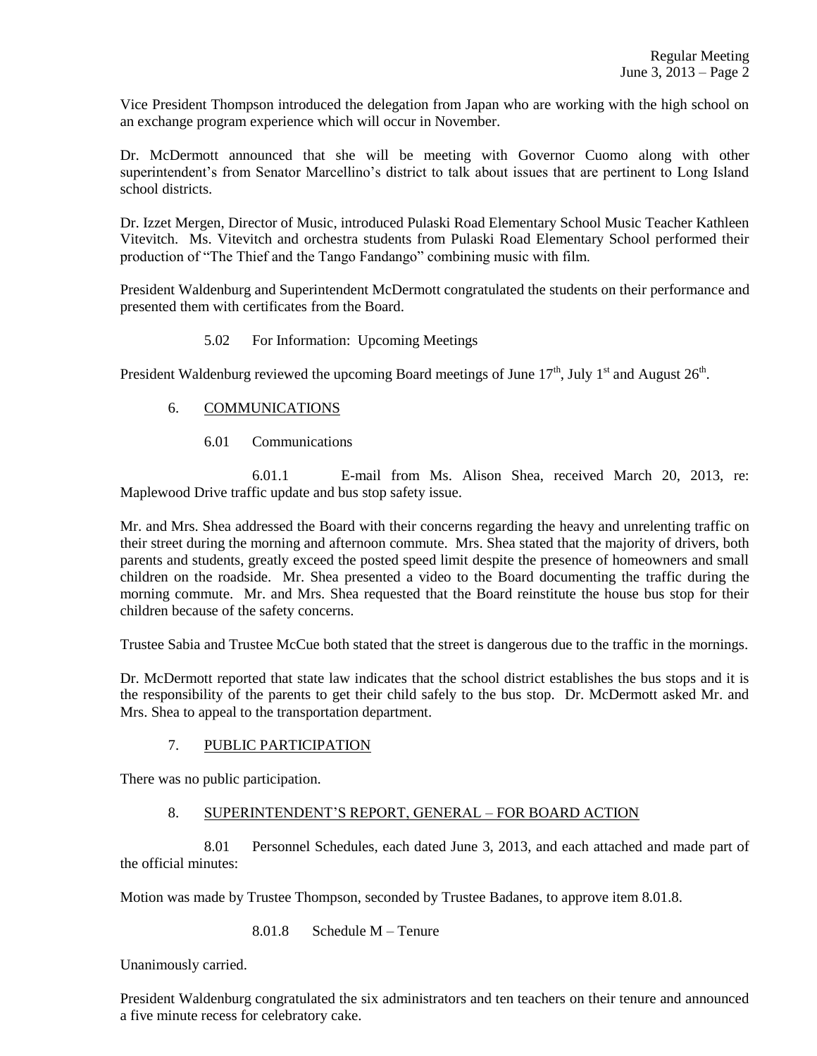Vice President Thompson introduced the delegation from Japan who are working with the high school on an exchange program experience which will occur in November.

Dr. McDermott announced that she will be meeting with Governor Cuomo along with other superintendent's from Senator Marcellino's district to talk about issues that are pertinent to Long Island school districts.

Dr. Izzet Mergen, Director of Music, introduced Pulaski Road Elementary School Music Teacher Kathleen Vitevitch. Ms. Vitevitch and orchestra students from Pulaski Road Elementary School performed their production of "The Thief and the Tango Fandango" combining music with film.

President Waldenburg and Superintendent McDermott congratulated the students on their performance and presented them with certificates from the Board.

5.02 For Information: Upcoming Meetings

President Waldenburg reviewed the upcoming Board meetings of June 17th, July 1st and August 26th.

6. COMMUNICATIONS

6.01 Communications

6.01.1 E-mail from Ms. Alison Shea, received March 20, 2013, re: Maplewood Drive traffic update and bus stop safety issue.

Mr. and Mrs. Shea addressed the Board with their concerns regarding the heavy and unrelenting traffic on their street during the morning and afternoon commute. Mrs. Shea stated that the majority of drivers, both parents and students, greatly exceed the posted speed limit despite the presence of homeowners and small children on the roadside. Mr. Shea presented a video to the Board documenting the traffic during the morning commute. Mr. and Mrs. Shea requested that the Board reinstitute the house bus stop for their children because of the safety concerns.

Trustee Sabia and Trustee McCue both stated that the street is dangerous due to the traffic in the mornings.

Dr. McDermott reported that state law indicates that the school district establishes the bus stops and it is the responsibility of the parents to get their child safely to the bus stop. Dr. McDermott asked Mr. and Mrs. Shea to appeal to the transportation department.

7. PUBLIC PARTICIPATION

There was no public participation.

8. SUPERINTENDENT'S REPORT, GENERAL – FOR BOARD ACTION

8.01 Personnel Schedules, each dated June 3, 2013, and each attached and made part of the official minutes:

Motion was made by Trustee Thompson, seconded by Trustee Badanes, to approve item 8.01.8.

8.01.8 Schedule M – Tenure

Unanimously carried.

President Waldenburg congratulated the six administrators and ten teachers on their tenure and announced a five minute recess for celebratory cake.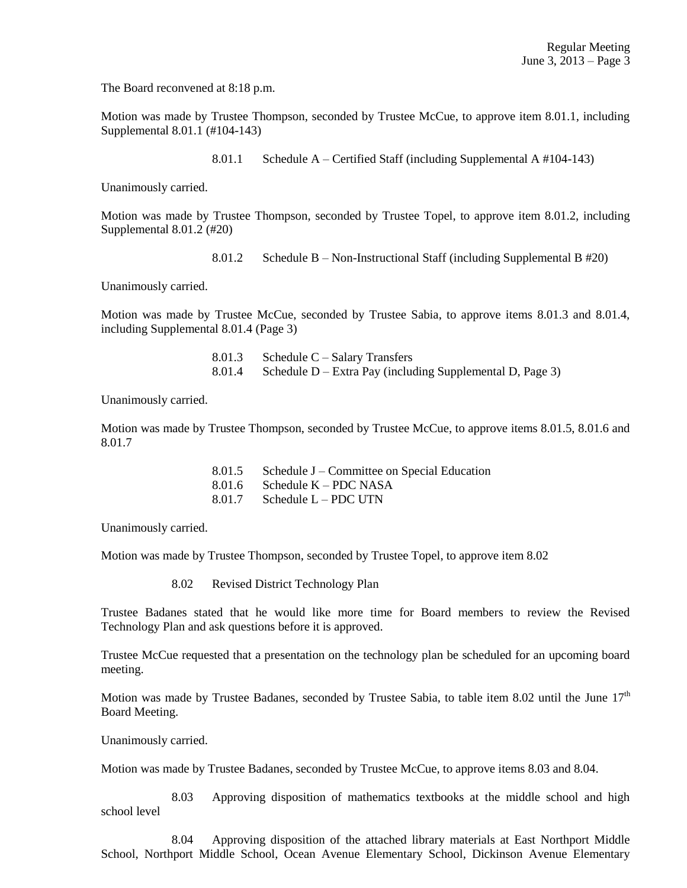The Board reconvened at 8:18 p.m.

Motion was made by Trustee Thompson, seconded by Trustee McCue, to approve item 8.01.1, including Supplemental 8.01.1 (#104-143)

8.01.1 Schedule A – Certified Staff (including Supplemental A #104-143)

Unanimously carried.

Motion was made by Trustee Thompson, seconded by Trustee Topel, to approve item 8.01.2, including Supplemental 8.01.2 (#20)

8.01.2 Schedule B – Non-Instructional Staff (including Supplemental B #20)

Unanimously carried.

Motion was made by Trustee McCue, seconded by Trustee Sabia, to approve items 8.01.3 and 8.01.4, including Supplemental 8.01.4 (Page 3)

8.01.3 Schedule C – Salary Transfers
8.01.4 Schedule D – Extra Pay (including Supplemental D, Page 3)

Unanimously carried.

Motion was made by Trustee Thompson, seconded by Trustee McCue, to approve items 8.01.5, 8.01.6 and 8.01.7

8.01.5 Schedule J – Committee on Special Education
8.01.6 Schedule K – PDC NASA
8.01.7 Schedule L – PDC UTN

Unanimously carried.

Motion was made by Trustee Thompson, seconded by Trustee Topel, to approve item 8.02

8.02 Revised District Technology Plan

Trustee Badanes stated that he would like more time for Board members to review the Revised Technology Plan and ask questions before it is approved.

Trustee McCue requested that a presentation on the technology plan be scheduled for an upcoming board meeting.

Motion was made by Trustee Badanes, seconded by Trustee Sabia, to table item 8.02 until the June 17th Board Meeting.

Unanimously carried.

Motion was made by Trustee Badanes, seconded by Trustee McCue, to approve items 8.03 and 8.04.

8.03 Approving disposition of mathematics textbooks at the middle school and high school level

8.04 Approving disposition of the attached library materials at East Northport Middle School, Northport Middle School, Ocean Avenue Elementary School, Dickinson Avenue Elementary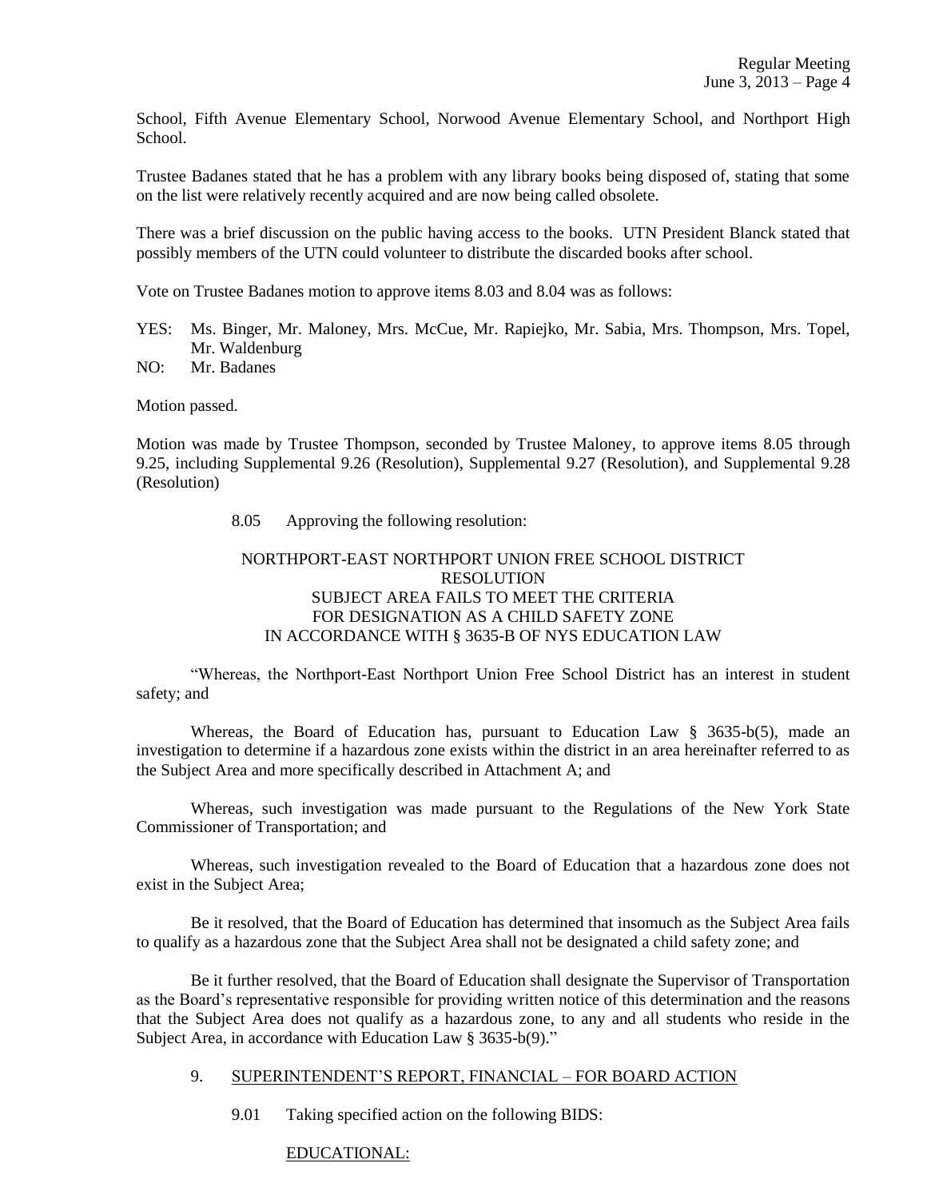School, Fifth Avenue Elementary School, Norwood Avenue Elementary School, and Northport High School.

Trustee Badanes stated that he has a problem with any library books being disposed of, stating that some on the list were relatively recently acquired and are now being called obsolete.

There was a brief discussion on the public having access to the books. UTN President Blanck stated that possibly members of the UTN could volunteer to distribute the discarded books after school.

Vote on Trustee Badanes motion to approve items 8.03 and 8.04 was as follows:

YES: Ms. Binger, Mr. Maloney, Mrs. McCue, Mr. Rapiejko, Mr. Sabia, Mrs. Thompson, Mrs. Topel, Mr. Waldenburg

NO: Mr. Badanes

Motion passed.

Motion was made by Trustee Thompson, seconded by Trustee Maloney, to approve items 8.05 through 9.25, including Supplemental 9.26 (Resolution), Supplemental 9.27 (Resolution), and Supplemental 9.28 (Resolution)

8.05 Approving the following resolution:

NORTHPORT-EAST NORTHPORT UNION FREE SCHOOL DISTRICT
RESOLUTION
SUBJECT AREA FAILS TO MEET THE CRITERIA
FOR DESIGNATION AS A CHILD SAFETY ZONE
IN ACCORDANCE WITH § 3635-B OF NYS EDUCATION LAW

"Whereas, the Northport-East Northport Union Free School District has an interest in student safety; and

Whereas, the Board of Education has, pursuant to Education Law § 3635-b(5), made an investigation to determine if a hazardous zone exists within the district in an area hereinafter referred to as the Subject Area and more specifically described in Attachment A; and

Whereas, such investigation was made pursuant to the Regulations of the New York State Commissioner of Transportation; and

Whereas, such investigation revealed to the Board of Education that a hazardous zone does not exist in the Subject Area;

Be it resolved, that the Board of Education has determined that insomuch as the Subject Area fails to qualify as a hazardous zone that the Subject Area shall not be designated a child safety zone; and

Be it further resolved, that the Board of Education shall designate the Supervisor of Transportation as the Board's representative responsible for providing written notice of this determination and the reasons that the Subject Area does not qualify as a hazardous zone, to any and all students who reside in the Subject Area, in accordance with Education Law § 3635-b(9)."

9. SUPERINTENDENT'S REPORT, FINANCIAL – FOR BOARD ACTION

9.01 Taking specified action on the following BIDS:

EDUCATIONAL: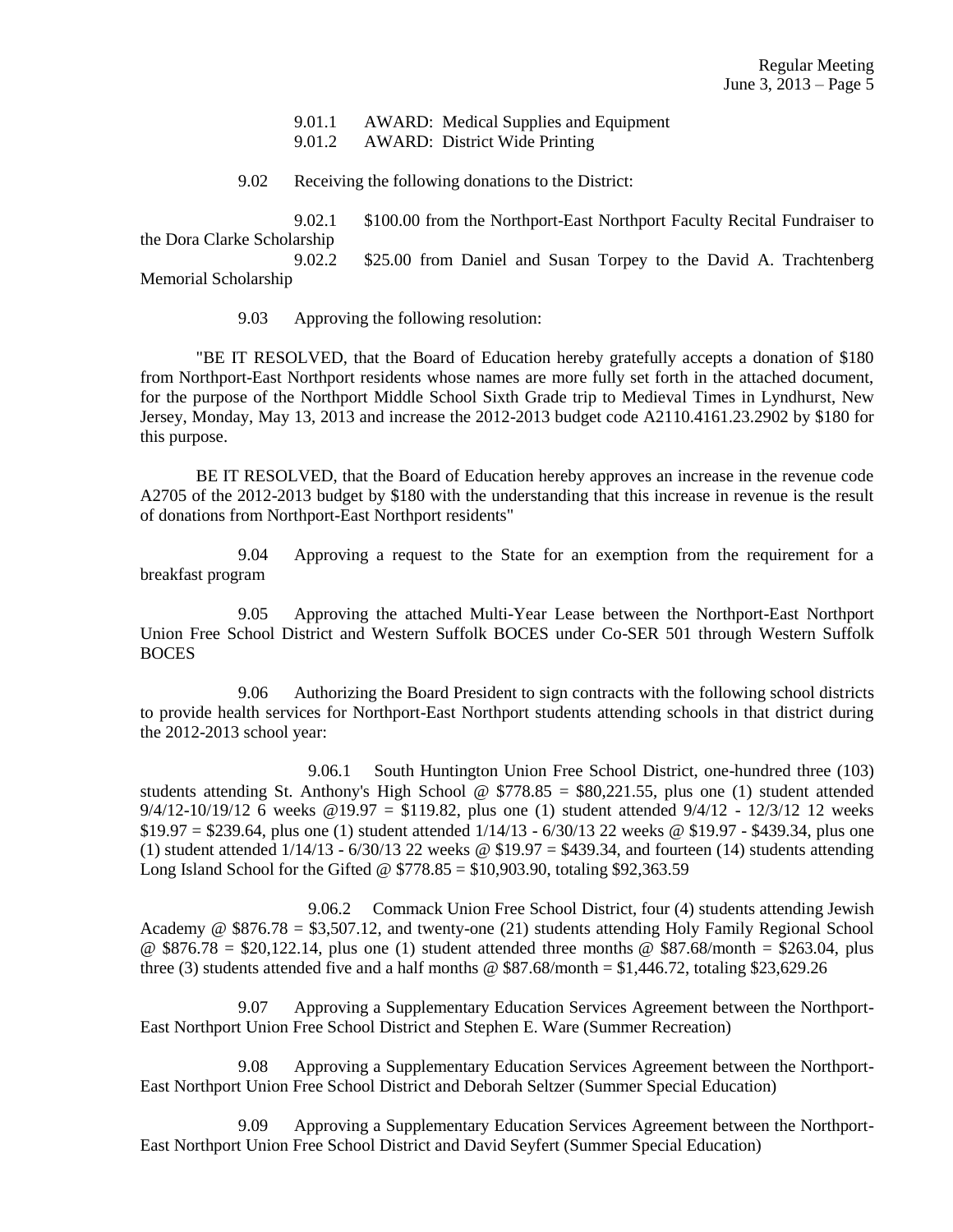9.01.1 AWARD: Medical Supplies and Equipment
9.01.2 AWARD: District Wide Printing

9.02 Receiving the following donations to the District:

9.02.1 $100.00 from the Northport-East Northport Faculty Recital Fundraiser to the Dora Clarke Scholarship
9.02.2 $25.00 from Daniel and Susan Torpey to the David A. Trachtenberg Memorial Scholarship

9.03 Approving the following resolution:

"BE IT RESOLVED, that the Board of Education hereby gratefully accepts a donation of $180 from Northport-East Northport residents whose names are more fully set forth in the attached document, for the purpose of the Northport Middle School Sixth Grade trip to Medieval Times in Lyndhurst, New Jersey, Monday, May 13, 2013 and increase the 2012-2013 budget code A2110.4161.23.2902 by $180 for this purpose.

BE IT RESOLVED, that the Board of Education hereby approves an increase in the revenue code A2705 of the 2012-2013 budget by $180 with the understanding that this increase in revenue is the result of donations from Northport-East Northport residents"

9.04 Approving a request to the State for an exemption from the requirement for a breakfast program

9.05 Approving the attached Multi-Year Lease between the Northport-East Northport Union Free School District and Western Suffolk BOCES under Co-SER 501 through Western Suffolk BOCES

9.06 Authorizing the Board President to sign contracts with the following school districts to provide health services for Northport-East Northport students attending schools in that district during the 2012-2013 school year:

9.06.1 South Huntington Union Free School District, one-hundred three (103) students attending St. Anthony's High School @ $778.85 = $80,221.55, plus one (1) student attended 9/4/12-10/19/12 6 weeks @19.97 = $119.82, plus one (1) student attended 9/4/12 - 12/3/12 12 weeks $19.97 = $239.64, plus one (1) student attended 1/14/13 - 6/30/13 22 weeks @ $19.97 - $439.34, plus one (1) student attended 1/14/13 - 6/30/13 22 weeks @ $19.97 = $439.34, and fourteen (14) students attending Long Island School for the Gifted @ $778.85 = $10,903.90, totaling $92,363.59

9.06.2 Commack Union Free School District, four (4) students attending Jewish Academy @ $876.78 = $3,507.12, and twenty-one (21) students attending Holy Family Regional School @ $876.78 = $20,122.14, plus one (1) student attended three months @ $87.68/month = $263.04, plus three (3) students attended five and a half months @ $87.68/month = $1,446.72, totaling $23,629.26

9.07 Approving a Supplementary Education Services Agreement between the Northport-East Northport Union Free School District and Stephen E. Ware (Summer Recreation)

9.08 Approving a Supplementary Education Services Agreement between the Northport-East Northport Union Free School District and Deborah Seltzer (Summer Special Education)

9.09 Approving a Supplementary Education Services Agreement between the Northport-East Northport Union Free School District and David Seyfert (Summer Special Education)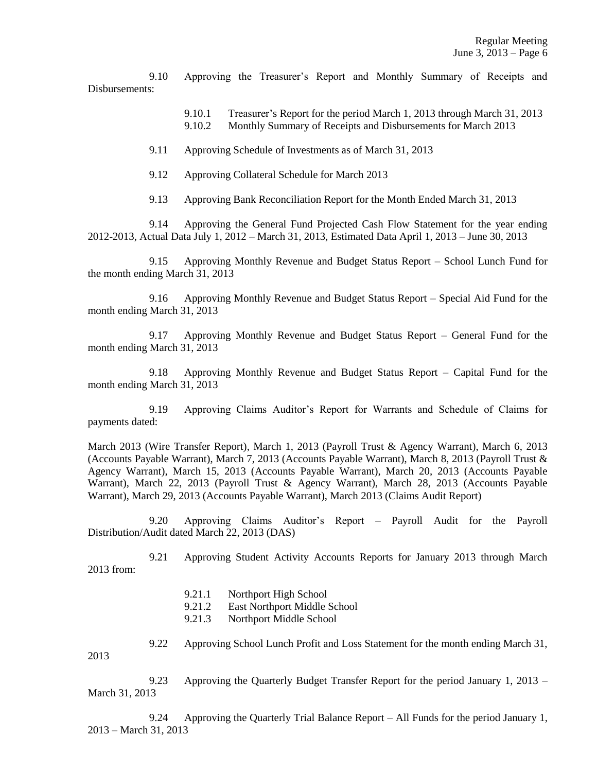9.10 Approving the Treasurer's Report and Monthly Summary of Receipts and Disbursements:

9.10.1 Treasurer's Report for the period March 1, 2013 through March 31, 2013
9.10.2 Monthly Summary of Receipts and Disbursements for March 2013

9.11 Approving Schedule of Investments as of March 31, 2013

9.12 Approving Collateral Schedule for March 2013

9.13 Approving Bank Reconciliation Report for the Month Ended March 31, 2013

9.14 Approving the General Fund Projected Cash Flow Statement for the year ending 2012-2013, Actual Data July 1, 2012 – March 31, 2013, Estimated Data April 1, 2013 – June 30, 2013

9.15 Approving Monthly Revenue and Budget Status Report – School Lunch Fund for the month ending March 31, 2013

9.16 Approving Monthly Revenue and Budget Status Report – Special Aid Fund for the month ending March 31, 2013

9.17 Approving Monthly Revenue and Budget Status Report – General Fund for the month ending March 31, 2013

9.18 Approving Monthly Revenue and Budget Status Report – Capital Fund for the month ending March 31, 2013

9.19 Approving Claims Auditor's Report for Warrants and Schedule of Claims for payments dated:

March 2013 (Wire Transfer Report), March 1, 2013 (Payroll Trust & Agency Warrant), March 6, 2013 (Accounts Payable Warrant), March 7, 2013 (Accounts Payable Warrant), March 8, 2013 (Payroll Trust & Agency Warrant), March 15, 2013 (Accounts Payable Warrant), March 20, 2013 (Accounts Payable Warrant), March 22, 2013 (Payroll Trust & Agency Warrant), March 28, 2013 (Accounts Payable Warrant), March 29, 2013 (Accounts Payable Warrant), March 2013 (Claims Audit Report)

9.20 Approving Claims Auditor's Report – Payroll Audit for the Payroll Distribution/Audit dated March 22, 2013 (DAS)

9.21 Approving Student Activity Accounts Reports for January 2013 through March 2013 from:

9.21.1 Northport High School
9.21.2 East Northport Middle School
9.21.3 Northport Middle School

9.22 Approving School Lunch Profit and Loss Statement for the month ending March 31, 2013

9.23 Approving the Quarterly Budget Transfer Report for the period January 1, 2013 – March 31, 2013

9.24 Approving the Quarterly Trial Balance Report – All Funds for the period January 1, 2013 – March 31, 2013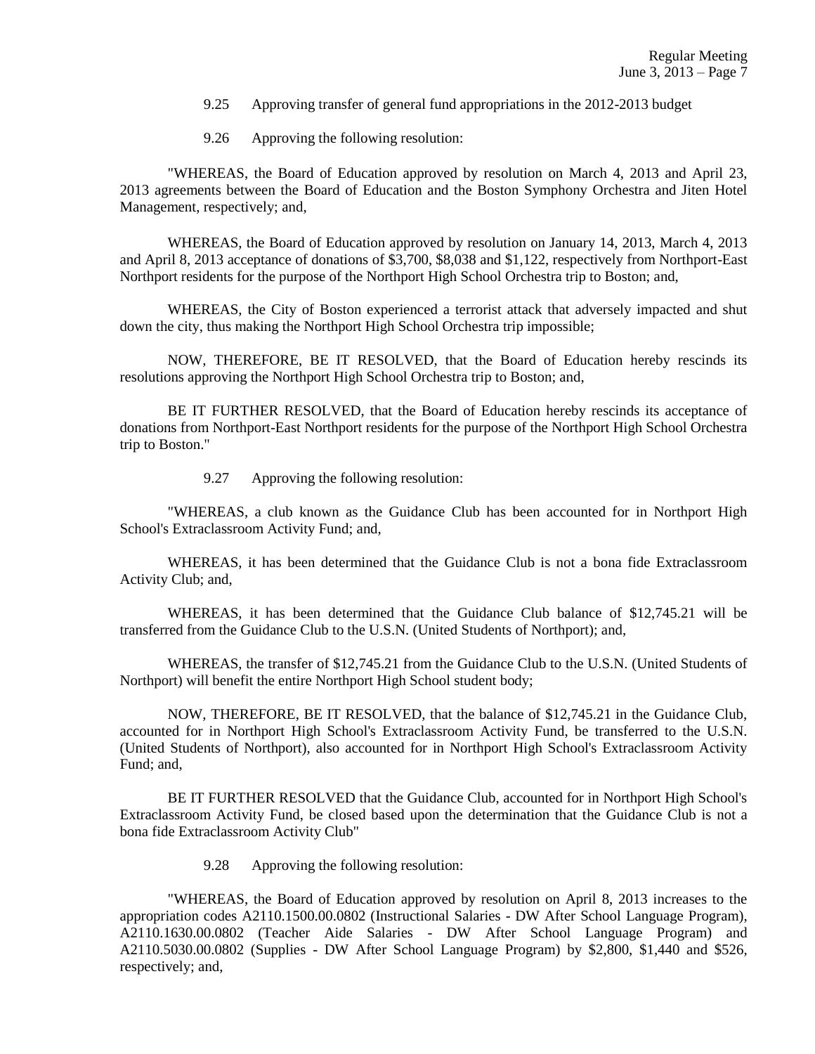9.25 Approving transfer of general fund appropriations in the 2012-2013 budget

9.26 Approving the following resolution:

"WHEREAS, the Board of Education approved by resolution on March 4, 2013 and April 23, 2013 agreements between the Board of Education and the Boston Symphony Orchestra and Jiten Hotel Management, respectively; and,

WHEREAS, the Board of Education approved by resolution on January 14, 2013, March 4, 2013 and April 8, 2013 acceptance of donations of $3,700, $8,038 and $1,122, respectively from Northport-East Northport residents for the purpose of the Northport High School Orchestra trip to Boston; and,

WHEREAS, the City of Boston experienced a terrorist attack that adversely impacted and shut down the city, thus making the Northport High School Orchestra trip impossible;

NOW, THEREFORE, BE IT RESOLVED, that the Board of Education hereby rescinds its resolutions approving the Northport High School Orchestra trip to Boston; and,

BE IT FURTHER RESOLVED, that the Board of Education hereby rescinds its acceptance of donations from Northport-East Northport residents for the purpose of the Northport High School Orchestra trip to Boston."

9.27 Approving the following resolution:

"WHEREAS, a club known as the Guidance Club has been accounted for in Northport High School's Extraclassroom Activity Fund; and,

WHEREAS, it has been determined that the Guidance Club is not a bona fide Extraclassroom Activity Club; and,

WHEREAS, it has been determined that the Guidance Club balance of $12,745.21 will be transferred from the Guidance Club to the U.S.N. (United Students of Northport); and,

WHEREAS, the transfer of $12,745.21 from the Guidance Club to the U.S.N. (United Students of Northport) will benefit the entire Northport High School student body;

NOW, THEREFORE, BE IT RESOLVED, that the balance of $12,745.21 in the Guidance Club, accounted for in Northport High School's Extraclassroom Activity Fund, be transferred to the U.S.N. (United Students of Northport), also accounted for in Northport High School's Extraclassroom Activity Fund; and,

BE IT FURTHER RESOLVED that the Guidance Club, accounted for in Northport High School's Extraclassroom Activity Fund, be closed based upon the determination that the Guidance Club is not a bona fide Extraclassroom Activity Club"

9.28 Approving the following resolution:

"WHEREAS, the Board of Education approved by resolution on April 8, 2013 increases to the appropriation codes A2110.1500.00.0802 (Instructional Salaries - DW After School Language Program), A2110.1630.00.0802 (Teacher Aide Salaries - DW After School Language Program) and A2110.5030.00.0802 (Supplies - DW After School Language Program) by $2,800, $1,440 and $526, respectively; and,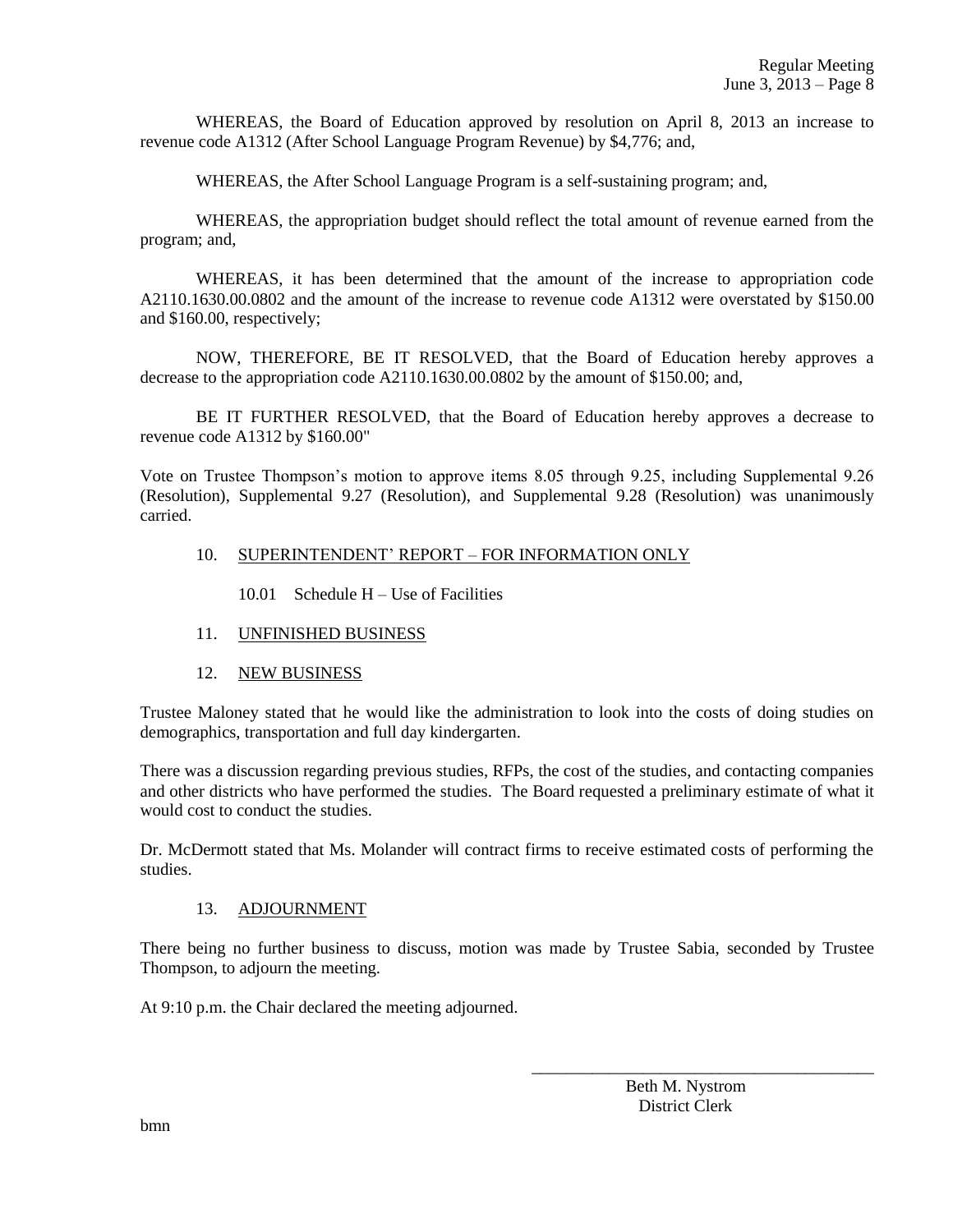WHEREAS, the Board of Education approved by resolution on April 8, 2013 an increase to revenue code A1312 (After School Language Program Revenue) by $4,776; and,

WHEREAS, the After School Language Program is a self-sustaining program; and,

WHEREAS, the appropriation budget should reflect the total amount of revenue earned from the program; and,

WHEREAS, it has been determined that the amount of the increase to appropriation code A2110.1630.00.0802 and the amount of the increase to revenue code A1312 were overstated by $150.00 and $160.00, respectively;

NOW, THEREFORE, BE IT RESOLVED, that the Board of Education hereby approves a decrease to the appropriation code A2110.1630.00.0802 by the amount of $150.00; and,

BE IT FURTHER RESOLVED, that the Board of Education hereby approves a decrease to revenue code A1312 by $160.00"

Vote on Trustee Thompson's motion to approve items 8.05 through 9.25, including Supplemental 9.26 (Resolution), Supplemental 9.27 (Resolution), and Supplemental 9.28 (Resolution) was unanimously carried.

10. SUPERINTENDENT' REPORT – FOR INFORMATION ONLY

    10.01 Schedule H – Use of Facilities

11. UNFINISHED BUSINESS

12. NEW BUSINESS

Trustee Maloney stated that he would like the administration to look into the costs of doing studies on demographics, transportation and full day kindergarten.

There was a discussion regarding previous studies, RFPs, the cost of the studies, and contacting companies and other districts who have performed the studies. The Board requested a preliminary estimate of what it would cost to conduct the studies.

Dr. McDermott stated that Ms. Molander will contract firms to receive estimated costs of performing the studies.

13. ADJOURNMENT

There being no further business to discuss, motion was made by Trustee Sabia, seconded by Trustee Thompson, to adjourn the meeting.

At 9:10 p.m. the Chair declared the meeting adjourned.

\_\_\_\_\_\_\_\_\_\_\_\_\_\_\_\_\_\_\_\_\_\_\_\_\_\_\_\_\_\_\_\_\_\_\_\_\_\_\_\_

Beth M. Nystrom
District Clerk

bmn